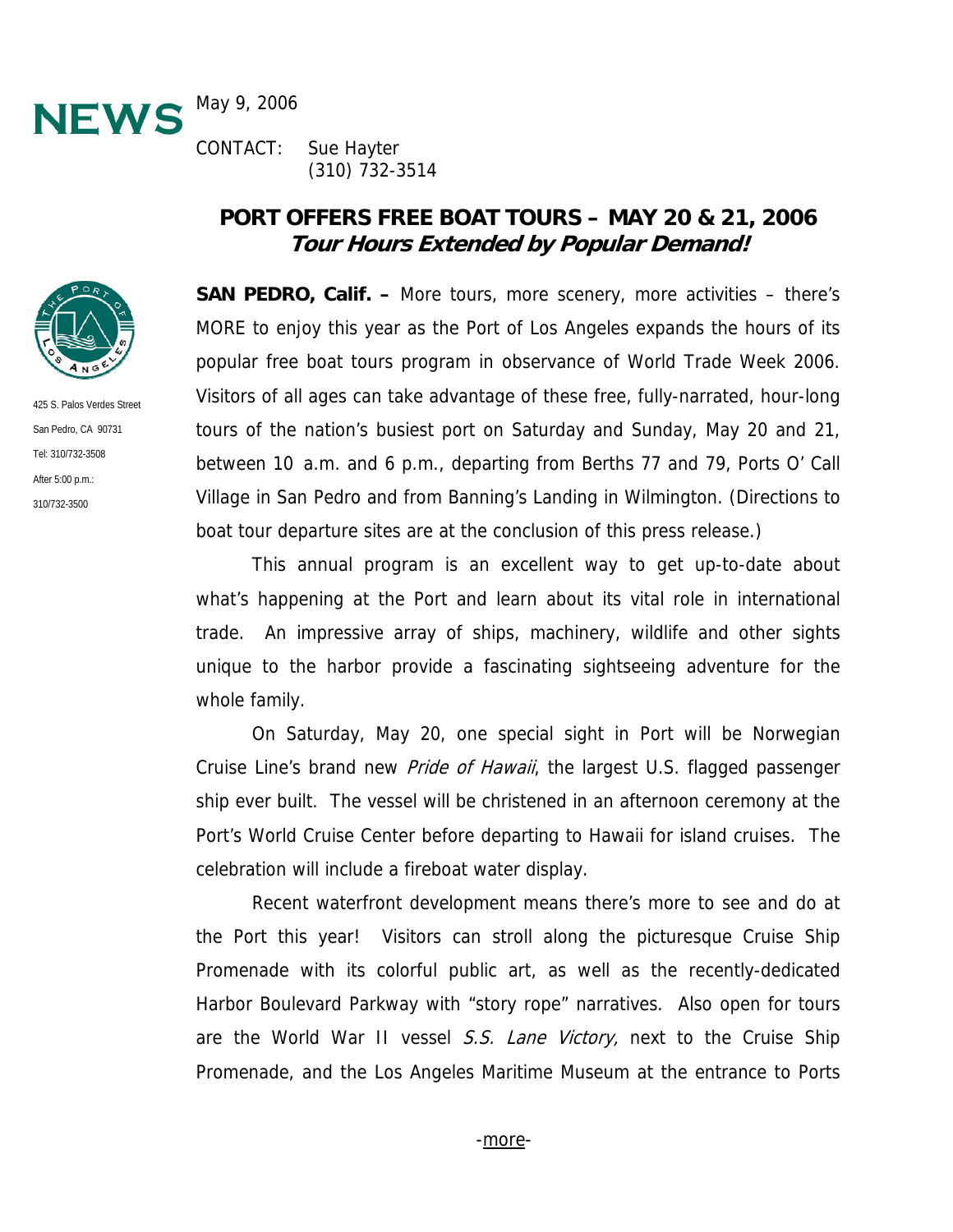**NEWS**

May 9, 2006

CONTACT: Sue Hayter
(310) 732-3514

425 S. Palos Verdes Street
San Pedro, CA 90731
Tel: 310/732-3508
After 5:00 p.m.:
310/732-3500

# PORT OFFERS FREE BOAT TOURS – MAY 20 & 21, 2006

## *Tour Hours Extended by Popular Demand!*

**SAN PEDRO, Calif. –** More tours, more scenery, more activities – there's MORE to enjoy this year as the Port of Los Angeles expands the hours of its popular free boat tours program in observance of World Trade Week 2006. Visitors of all ages can take advantage of these free, fully-narrated, hour-long tours of the nation's busiest port on Saturday and Sunday, May 20 and 21, between 10 a.m. and 6 p.m., departing from Berths 77 and 79, Ports O' Call Village in San Pedro and from Banning's Landing in Wilmington. (Directions to boat tour departure sites are at the conclusion of this press release.)

This annual program is an excellent way to get up-to-date about what's happening at the Port and learn about its vital role in international trade. An impressive array of ships, machinery, wildlife and other sights unique to the harbor provide a fascinating sightseeing adventure for the whole family.

On Saturday, May 20, one special sight in Port will be Norwegian Cruise Line's brand new *Pride of Hawaii*, the largest U.S. flagged passenger ship ever built. The vessel will be christened in an afternoon ceremony at the Port's World Cruise Center before departing to Hawaii for island cruises. The celebration will include a fireboat water display.

Recent waterfront development means there's more to see and do at the Port this year! Visitors can stroll along the picturesque Cruise Ship Promenade with its colorful public art, as well as the recently-dedicated Harbor Boulevard Parkway with "story rope" narratives. Also open for tours are the World War II vessel *S.S. Lane Victory,* next to the Cruise Ship Promenade, and the Los Angeles Maritime Museum at the entrance to Ports

-more-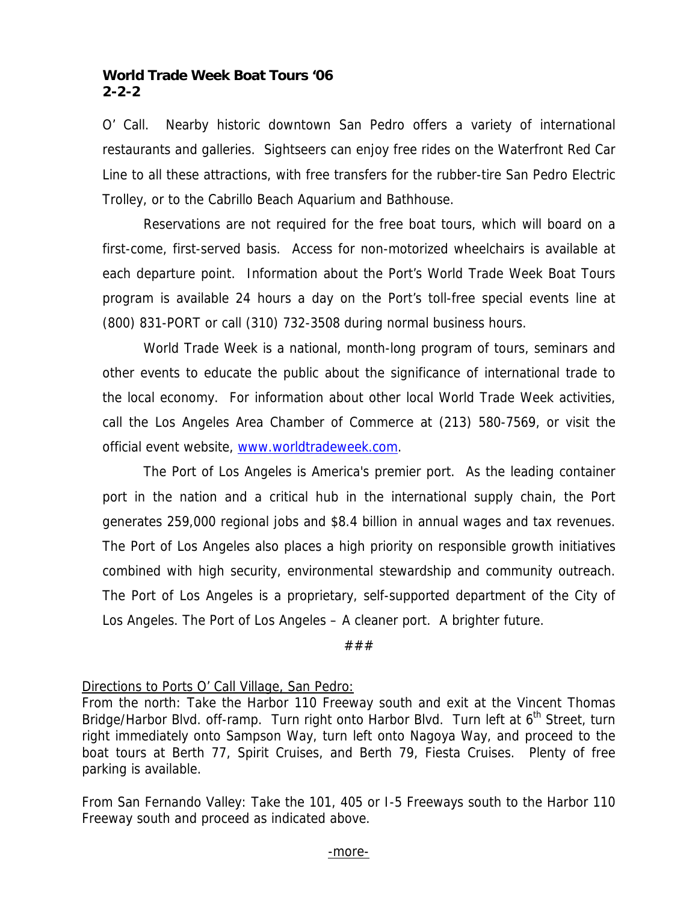O' Call. Nearby historic downtown San Pedro offers a variety of international restaurants and galleries. Sightseers can enjoy free rides on the Waterfront Red Car Line to all these attractions, with free transfers for the rubber-tire San Pedro Electric Trolley, or to the Cabrillo Beach Aquarium and Bathhouse.

Reservations are not required for the free boat tours, which will board on a first-come, first-served basis. Access for non-motorized wheelchairs is available at each departure point. Information about the Port's World Trade Week Boat Tours program is available 24 hours a day on the Port's toll-free special events line at (800) 831-PORT or call (310) 732-3508 during normal business hours.

World Trade Week is a national, month-long program of tours, seminars and other events to educate the public about the significance of international trade to the local economy. For information about other local World Trade Week activities, call the Los Angeles Area Chamber of Commerce at (213) 580-7569, or visit the official event website, www.worldtradeweek.com.

The Port of Los Angeles is America's premier port. As the leading container port in the nation and a critical hub in the international supply chain, the Port generates 259,000 regional jobs and $8.4 billion in annual wages and tax revenues. The Port of Los Angeles also places a high priority on responsible growth initiatives combined with high security, environmental stewardship and community outreach. The Port of Los Angeles is a proprietary, self-supported department of the City of Los Angeles. The Port of Los Angeles – A cleaner port. A brighter future.

###

Directions to Ports O' Call Village, San Pedro:

From the north: Take the Harbor 110 Freeway south and exit at the Vincent Thomas Bridge/Harbor Blvd. off-ramp. Turn right onto Harbor Blvd. Turn left at 6th Street, turn right immediately onto Sampson Way, turn left onto Nagoya Way, and proceed to the boat tours at Berth 77, Spirit Cruises, and Berth 79, Fiesta Cruises. Plenty of free parking is available.

From San Fernando Valley: Take the 101, 405 or I-5 Freeways south to the Harbor 110 Freeway south and proceed as indicated above.

-more-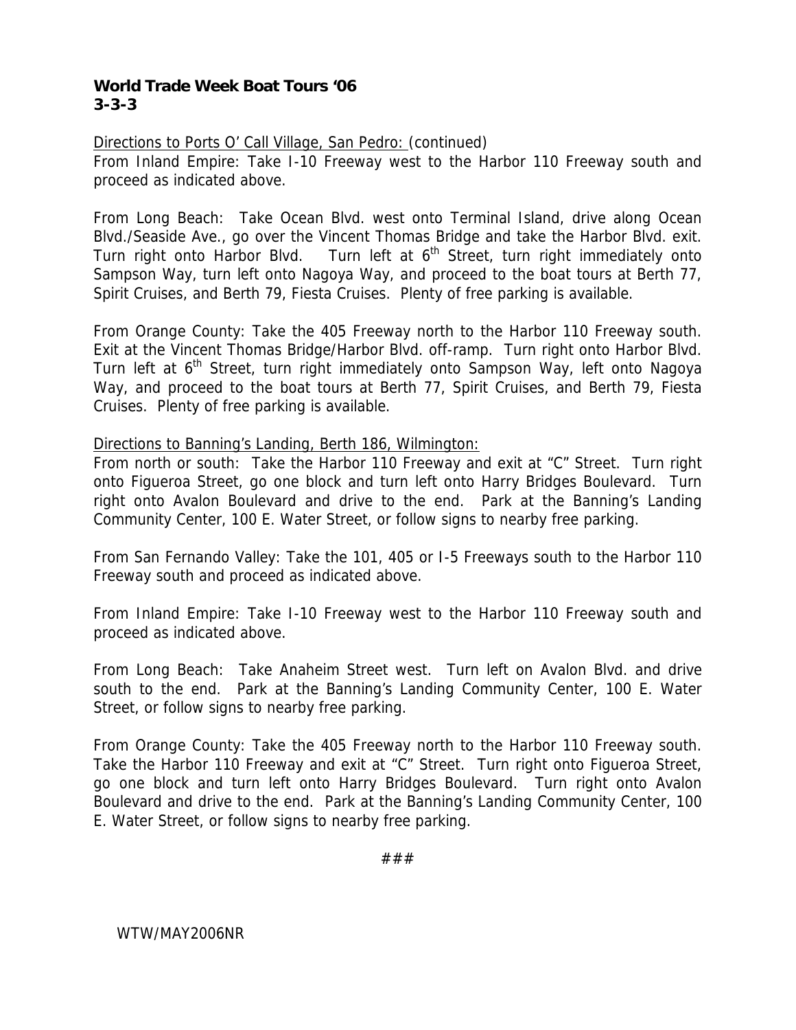**World Trade Week Boat Tours '06**
**3-3-3**

Directions to Ports O' Call Village, San Pedro: (continued)
From Inland Empire: Take I-10 Freeway west to the Harbor 110 Freeway south and proceed as indicated above.

From Long Beach: Take Ocean Blvd. west onto Terminal Island, drive along Ocean Blvd./Seaside Ave., go over the Vincent Thomas Bridge and take the Harbor Blvd. exit. Turn right onto Harbor Blvd. Turn left at 6th Street, turn right immediately onto Sampson Way, turn left onto Nagoya Way, and proceed to the boat tours at Berth 77, Spirit Cruises, and Berth 79, Fiesta Cruises. Plenty of free parking is available.

From Orange County: Take the 405 Freeway north to the Harbor 110 Freeway south. Exit at the Vincent Thomas Bridge/Harbor Blvd. off-ramp. Turn right onto Harbor Blvd. Turn left at 6th Street, turn right immediately onto Sampson Way, left onto Nagoya Way, and proceed to the boat tours at Berth 77, Spirit Cruises, and Berth 79, Fiesta Cruises. Plenty of free parking is available.

Directions to Banning's Landing, Berth 186, Wilmington:
From north or south: Take the Harbor 110 Freeway and exit at "C" Street. Turn right onto Figueroa Street, go one block and turn left onto Harry Bridges Boulevard. Turn right onto Avalon Boulevard and drive to the end. Park at the Banning's Landing Community Center, 100 E. Water Street, or follow signs to nearby free parking.

From San Fernando Valley: Take the 101, 405 or I-5 Freeways south to the Harbor 110 Freeway south and proceed as indicated above.

From Inland Empire: Take I-10 Freeway west to the Harbor 110 Freeway south and proceed as indicated above.

From Long Beach: Take Anaheim Street west. Turn left on Avalon Blvd. and drive south to the end. Park at the Banning's Landing Community Center, 100 E. Water Street, or follow signs to nearby free parking.

From Orange County: Take the 405 Freeway north to the Harbor 110 Freeway south. Take the Harbor 110 Freeway and exit at "C" Street. Turn right onto Figueroa Street, go one block and turn left onto Harry Bridges Boulevard. Turn right onto Avalon Boulevard and drive to the end. Park at the Banning's Landing Community Center, 100 E. Water Street, or follow signs to nearby free parking.

###

WTW/MAY2006NR